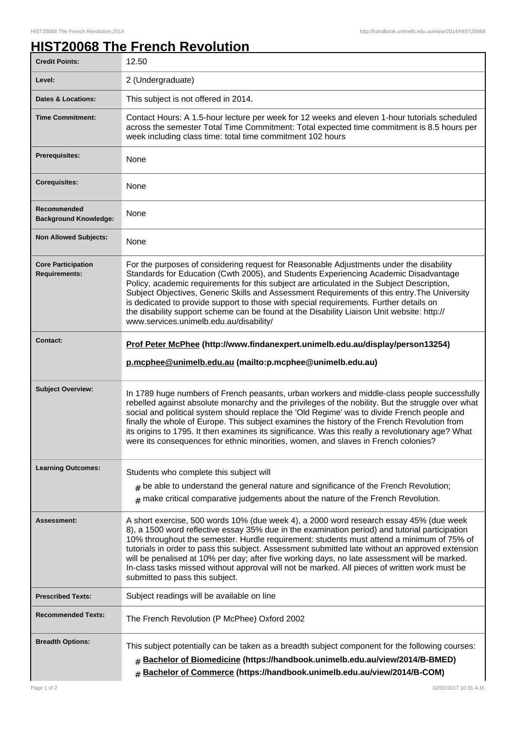# HIST20068 The French Revolution

| | |
|---|---|
| **Credit Points:** | 12.50 |
| **Level:** | 2 (Undergraduate) |
| **Dates & Locations:** | This subject is not offered in 2014. |
| **Time Commitment:** | Contact Hours: A 1.5-hour lecture per week for 12 weeks and eleven 1-hour tutorials scheduled across the semester Total Time Commitment: Total expected time commitment is 8.5 hours per week including class time: total time commitment 102 hours |
| **Prerequisites:** | None |
| **Corequisites:** | None |
| **Recommended Background Knowledge:** | None |
| **Non Allowed Subjects:** | None |
| **Core Participation Requirements:** | For the purposes of considering request for Reasonable Adjustments under the disability Standards for Education (Cwth 2005), and Students Experiencing Academic Disadvantage Policy, academic requirements for this subject are articulated in the Subject Description, Subject Objectives, Generic Skills and Assessment Requirements of this entry.The University is dedicated to provide support to those with special requirements. Further details on the disability support scheme can be found at the Disability Liaison Unit website: http://www.services.unimelb.edu.au/disability/ |
| **Contact:** | **Prof Peter McPhee (http://www.findanexpert.unimelb.edu.au/display/person13254)**<br>**p.mcphee@unimelb.edu.au (mailto:p.mcphee@unimelb.edu.au)** |
| **Subject Overview:** | In 1789 huge numbers of French peasants, urban workers and middle-class people successfully rebelled against absolute monarchy and the privileges of the nobility. But the struggle over what social and political system should replace the 'Old Regime' was to divide French people and finally the whole of Europe. This subject examines the history of the French Revolution from its origins to 1795. It then examines its significance. Was this really a revolutionary age? What were its consequences for ethnic minorities, women, and slaves in French colonies? |
| **Learning Outcomes:** | Students who complete this subject will<br># be able to understand the general nature and significance of the French Revolution;<br># make critical comparative judgements about the nature of the French Revolution. |
| **Assessment:** | A short exercise, 500 words 10% (due week 4), a 2000 word research essay 45% (due week 8), a 1500 word reflective essay 35% due in the examination period) and tutorial participation 10% throughout the semester. Hurdle requirement: students must attend a minimum of 75% of tutorials in order to pass this subject. Assessment submitted late without an approved extension will be penalised at 10% per day; after five working days, no late assessment will be marked. In-class tasks missed without approval will not be marked. All pieces of written work must be submitted to pass this subject. |
| **Prescribed Texts:** | Subject readings will be available on line |
| **Recommended Texts:** | The French Revolution (P McPhee) Oxford 2002 |
| **Breadth Options:** | This subject potentially can be taken as a breadth subject component for the following courses:<br># **Bachelor of Biomedicine (https://handbook.unimelb.edu.au/view/2014/B-BMED)**<br># **Bachelor of Commerce (https://handbook.unimelb.edu.au/view/2014/B-COM)** |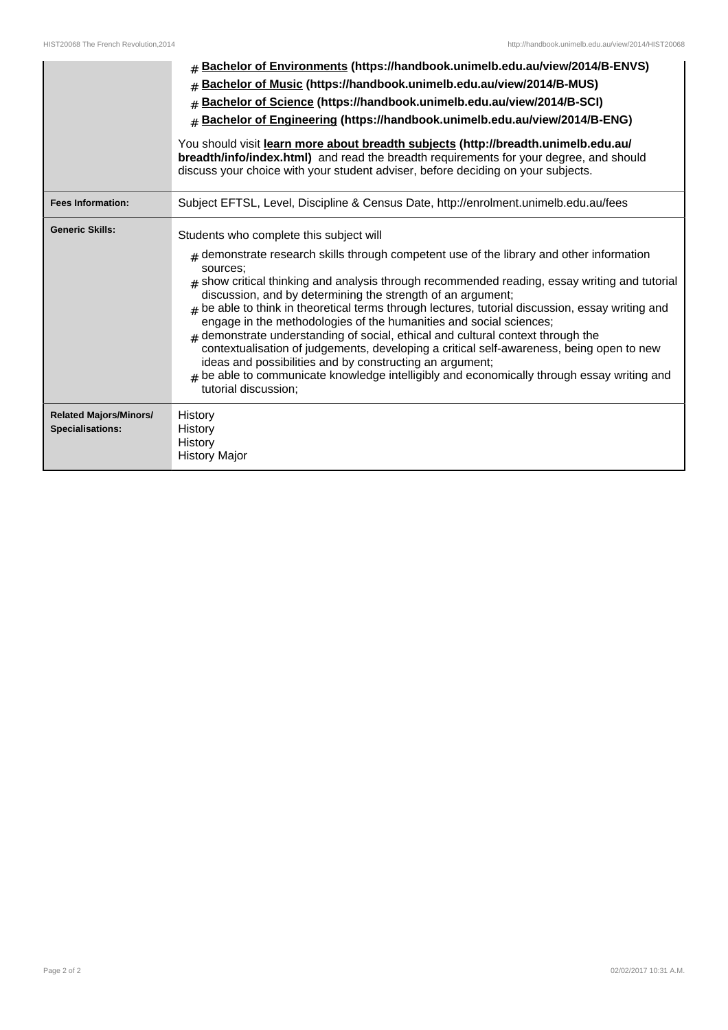| | |
|---|---|
| | # **Bachelor of Environments** (https://handbook.unimelb.edu.au/view/2014/B-ENVS)<br># **Bachelor of Music** (https://handbook.unimelb.edu.au/view/2014/B-MUS)<br># **Bachelor of Science** (https://handbook.unimelb.edu.au/view/2014/B-SCI)<br># **Bachelor of Engineering** (https://handbook.unimelb.edu.au/view/2014/B-ENG)<br><br>You should visit **learn more about breadth subjects (http://breadth.unimelb.edu.au/breadth/info/index.html)** and read the breadth requirements for your degree, and should discuss your choice with your student adviser, before deciding on your subjects. |
| **Fees Information:** | Subject EFTSL, Level, Discipline & Census Date, http://enrolment.unimelb.edu.au/fees |
| **Generic Skills:** | Students who complete this subject will<br><br># demonstrate research skills through competent use of the library and other information sources;<br># show critical thinking and analysis through recommended reading, essay writing and tutorial discussion, and by determining the strength of an argument;<br># be able to think in theoretical terms through lectures, tutorial discussion, essay writing and engage in the methodologies of the humanities and social sciences;<br># demonstrate understanding of social, ethical and cultural context through the contextualisation of judgements, developing a critical self-awareness, being open to new ideas and possibilities and by constructing an argument;<br># be able to communicate knowledge intelligibly and economically through essay writing and tutorial discussion; |
| **Related Majors/Minors/ Specialisations:** | History<br>History<br>History<br>History Major |